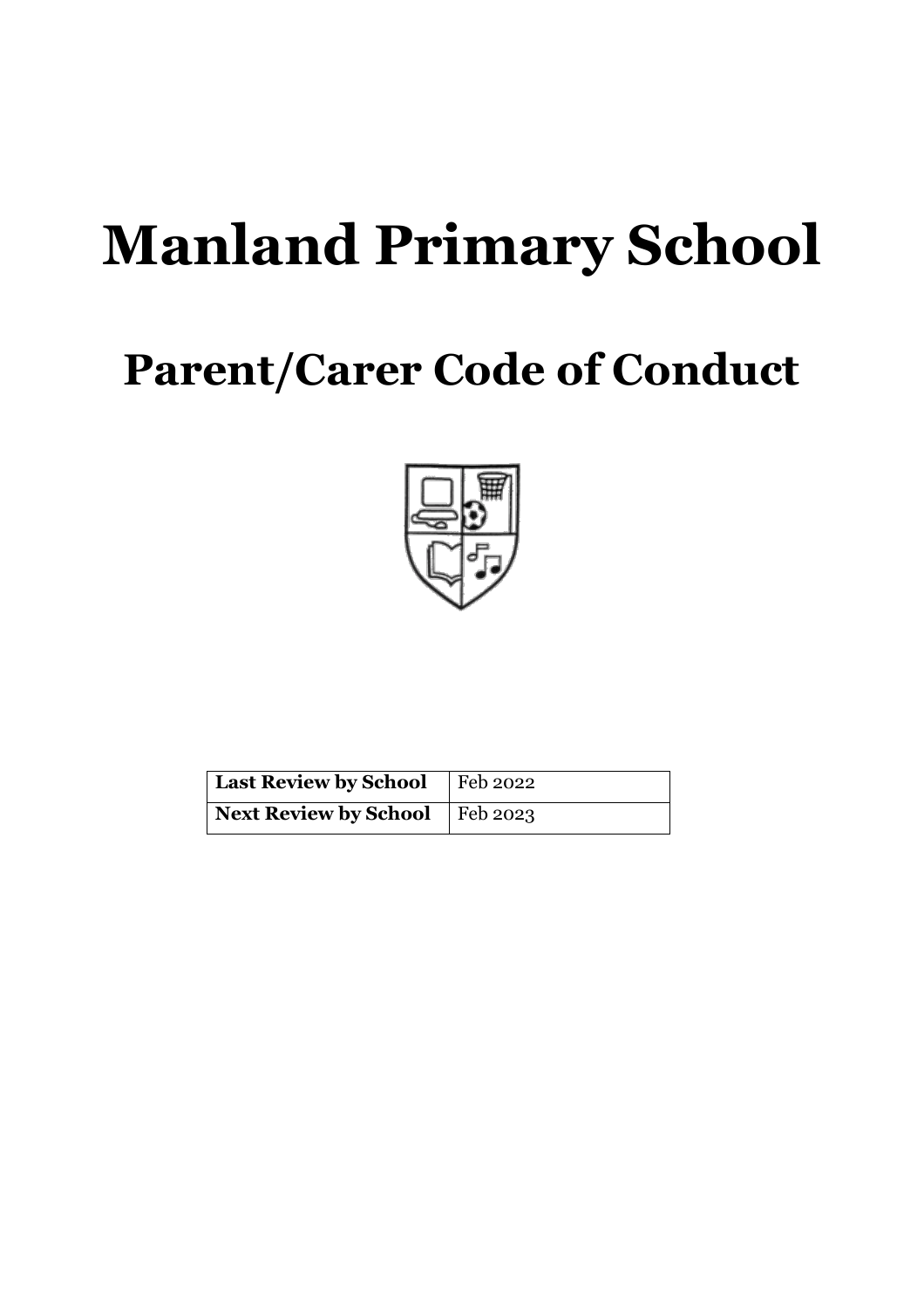# Manland Primary School

## Parent/Carer Code of Conduct

| Last Review by School | Feb 2022 |
|---|---|
| Next Review by School | Feb 2023 |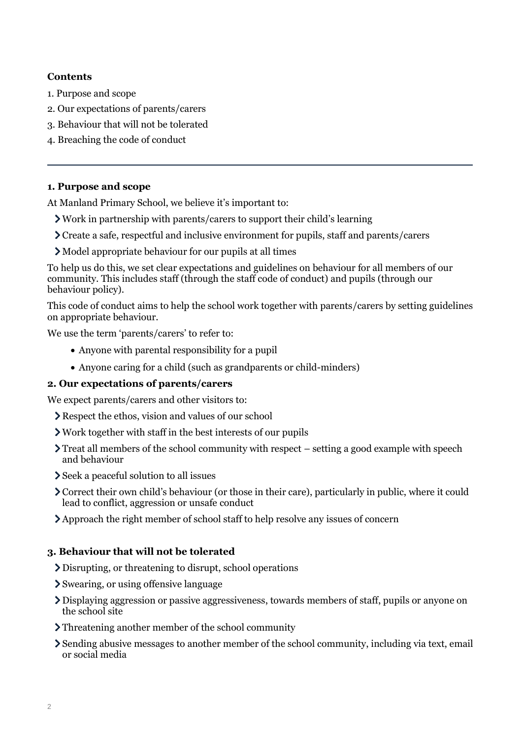**Contents**

1. Purpose and scope
2. Our expectations of parents/carers
3. Behaviour that will not be tolerated
4. Breaching the code of conduct

---

## 1. Purpose and scope

At Manland Primary School, we believe it's important to:

- Work in partnership with parents/carers to support their child's learning
- Create a safe, respectful and inclusive environment for pupils, staff and parents/carers
- Model appropriate behaviour for our pupils at all times

To help us do this, we set clear expectations and guidelines on behaviour for all members of our community. This includes staff (through the staff code of conduct) and pupils (through our behaviour policy).

This code of conduct aims to help the school work together with parents/carers by setting guidelines on appropriate behaviour.

We use the term 'parents/carers' to refer to:

- Anyone with parental responsibility for a pupil
- Anyone caring for a child (such as grandparents or child-minders)

## 2. Our expectations of parents/carers

We expect parents/carers and other visitors to:

- Respect the ethos, vision and values of our school
- Work together with staff in the best interests of our pupils
- Treat all members of the school community with respect – setting a good example with speech and behaviour
- Seek a peaceful solution to all issues
- Correct their own child's behaviour (or those in their care), particularly in public, where it could lead to conflict, aggression or unsafe conduct
- Approach the right member of school staff to help resolve any issues of concern

## 3. Behaviour that will not be tolerated

- Disrupting, or threatening to disrupt, school operations
- Swearing, or using offensive language
- Displaying aggression or passive aggressiveness, towards members of staff, pupils or anyone on the school site
- Threatening another member of the school community
- Sending abusive messages to another member of the school community, including via text, email or social media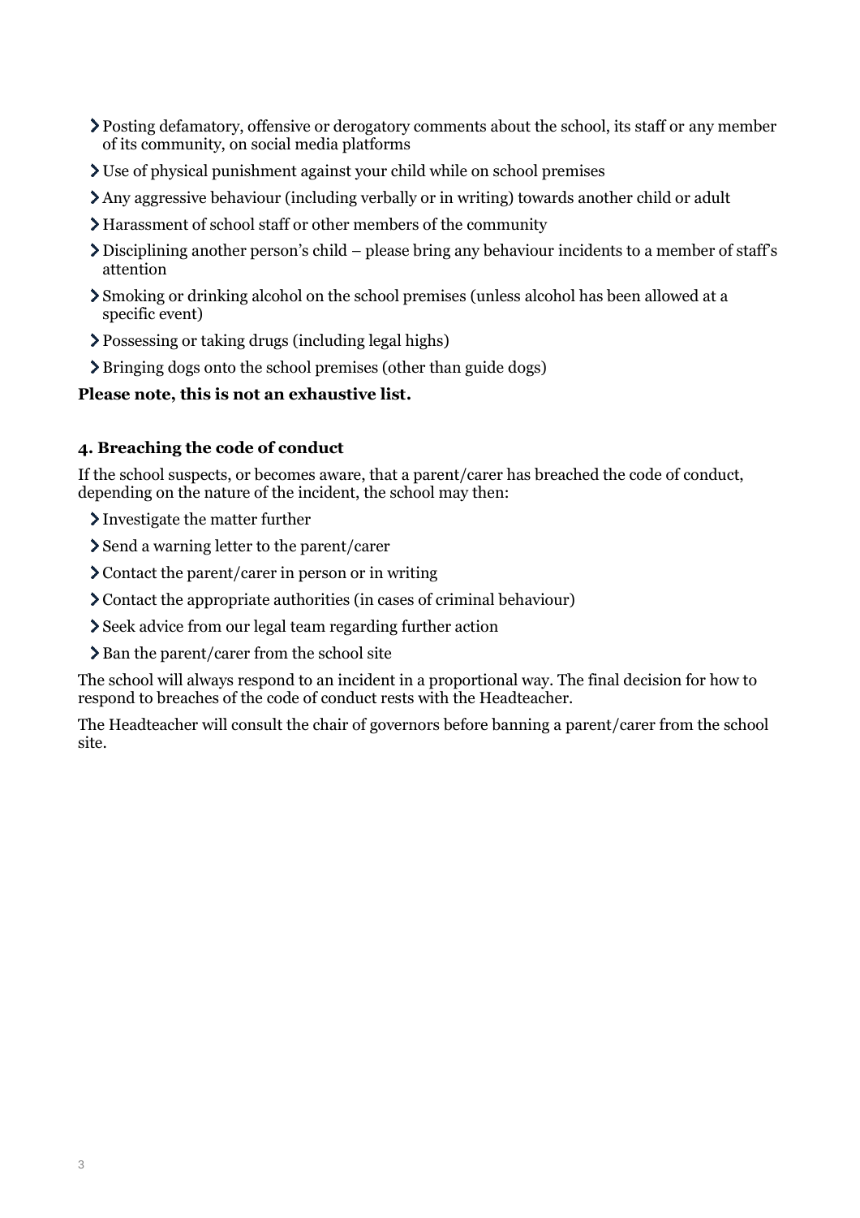- Posting defamatory, offensive or derogatory comments about the school, its staff or any member of its community, on social media platforms
- Use of physical punishment against your child while on school premises
- Any aggressive behaviour (including verbally or in writing) towards another child or adult
- Harassment of school staff or other members of the community
- Disciplining another person's child – please bring any behaviour incidents to a member of staff's attention
- Smoking or drinking alcohol on the school premises (unless alcohol has been allowed at a specific event)
- Possessing or taking drugs (including legal highs)
- Bringing dogs onto the school premises (other than guide dogs)

**Please note, this is not an exhaustive list.**

### 4. Breaching the code of conduct

If the school suspects, or becomes aware, that a parent/carer has breached the code of conduct, depending on the nature of the incident, the school may then:

- Investigate the matter further
- Send a warning letter to the parent/carer
- Contact the parent/carer in person or in writing
- Contact the appropriate authorities (in cases of criminal behaviour)
- Seek advice from our legal team regarding further action
- Ban the parent/carer from the school site

The school will always respond to an incident in a proportional way. The final decision for how to respond to breaches of the code of conduct rests with the Headteacher.

The Headteacher will consult the chair of governors before banning a parent/carer from the school site.